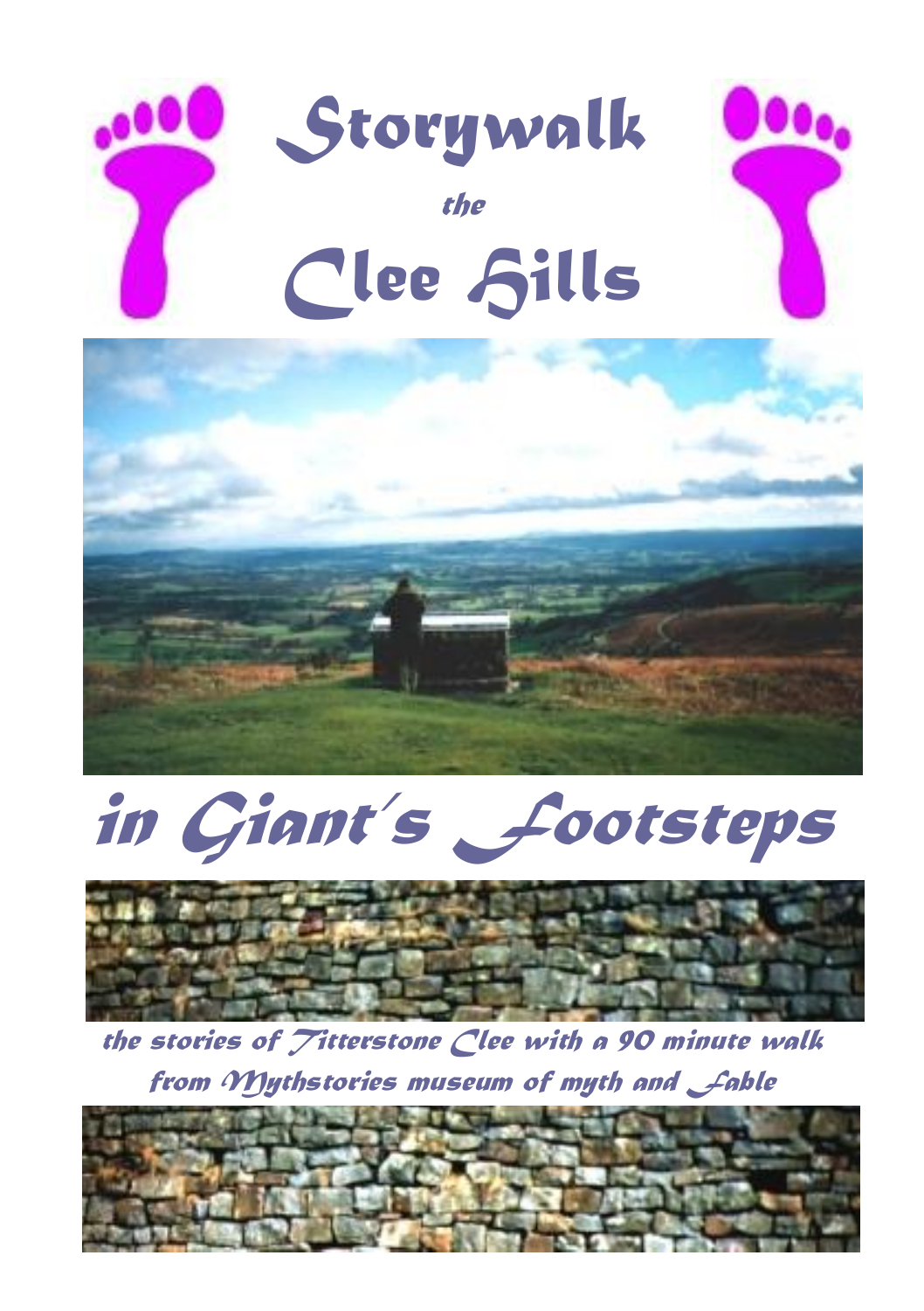# Storywalk

*the*

# Clee Hills

# *in Giant's Footsteps*

*the stories of Titterstone Clee with a 90 minute walk from Mythstories museum of myth and Fable*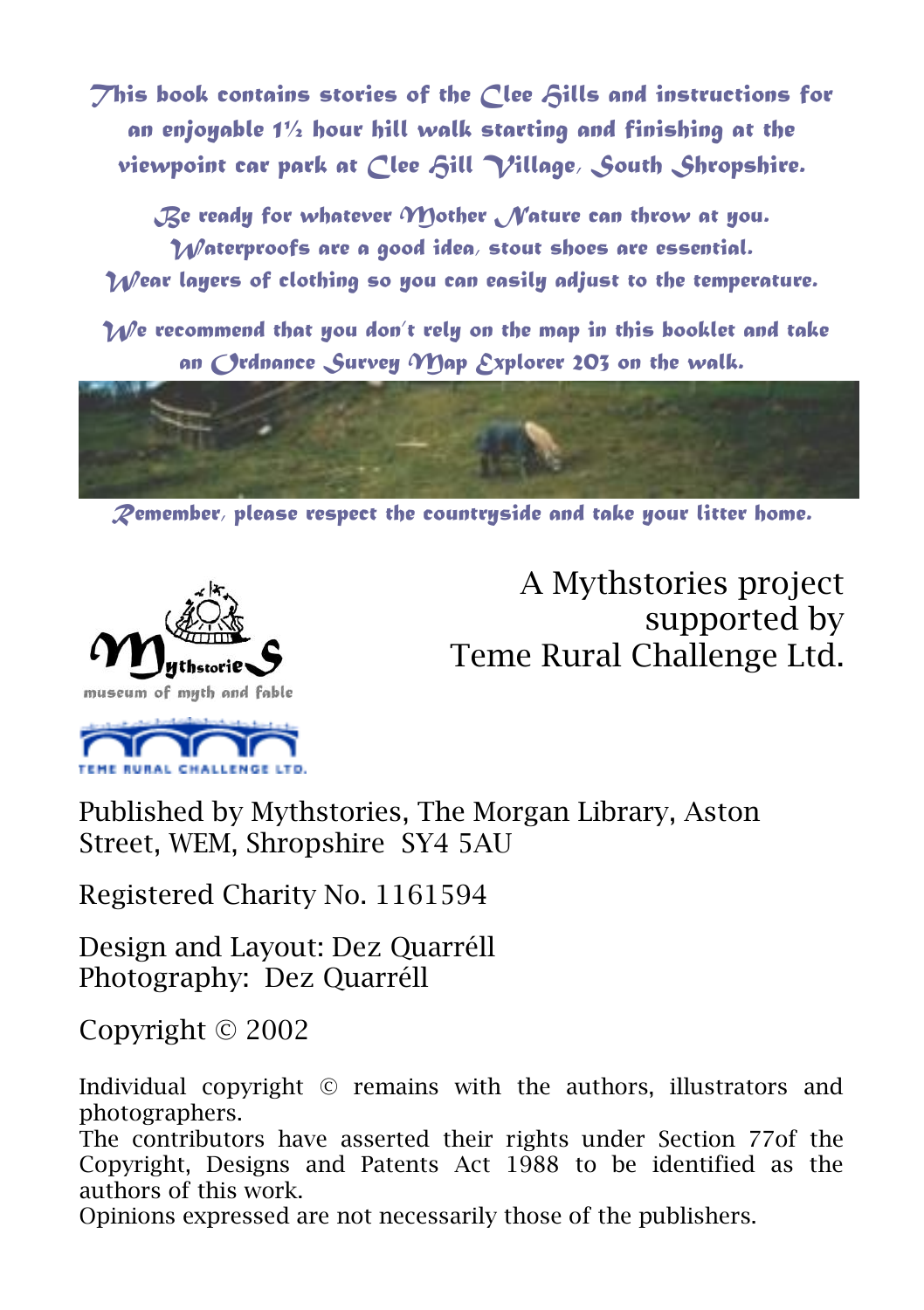This book contains stories of the Clee Hills and instructions for an enjoyable 1½ hour hill walk starting and finishing at the viewpoint car park at Clee Hill Village, South Shropshire.

Be ready for whatever Mother Nature can throw at you.
Waterproofs are a good idea, stout shoes are essential.
Wear layers of clothing so you can easily adjust to the temperature.

We recommend that you don't rely on the map in this booklet and take an Ordnance Survey Map Explorer 203 on the walk.

Remember, please respect the countryside and take your litter home.

A Mythstories project supported by Teme Rural Challenge Ltd.

Mythstories museum of myth and fable

TEME RURAL CHALLENGE LTD.

Published by Mythstories, The Morgan Library, Aston Street, WEM, Shropshire SY4 5AU

Registered Charity No. 1161594

Design and Layout: Dez Quarréll
Photography: Dez Quarréll

Copyright © 2002

Individual copyright © remains with the authors, illustrators and photographers.
The contributors have asserted their rights under Section 77of the Copyright, Designs and Patents Act 1988 to be identified as the authors of this work.
Opinions expressed are not necessarily those of the publishers.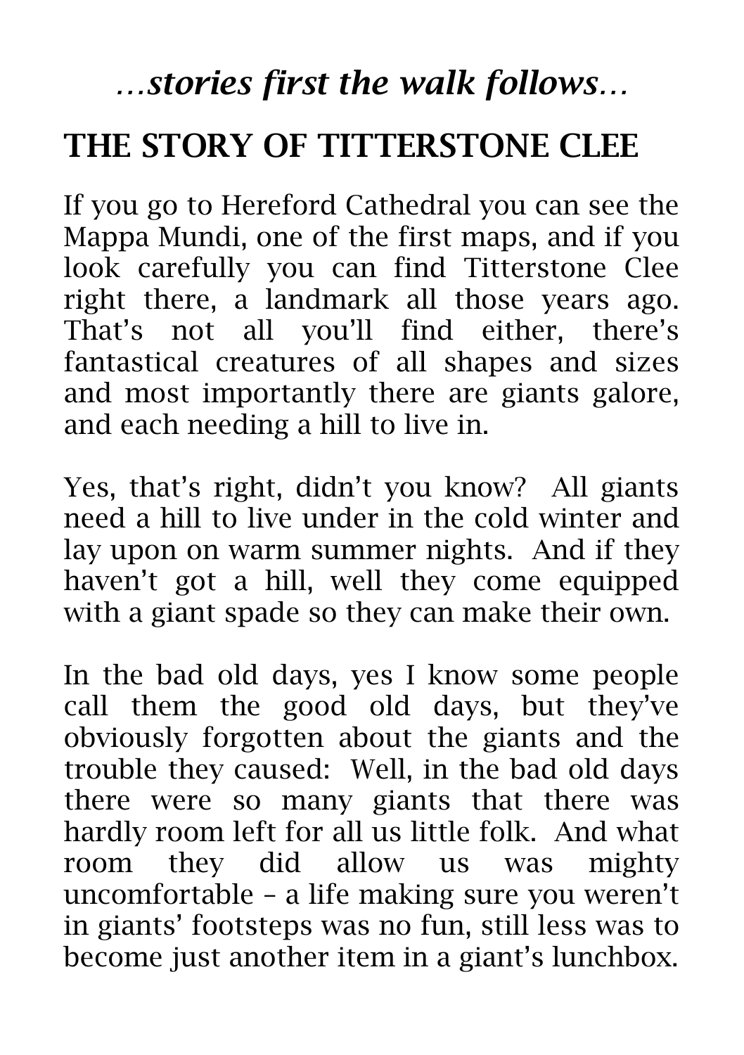*…stories first the walk follows…*

## THE STORY OF TITTERSTONE CLEE

If you go to Hereford Cathedral you can see the Mappa Mundi, one of the first maps, and if you look carefully you can find Titterstone Clee right there, a landmark all those years ago. That's not all you'll find either, there's fantastical creatures of all shapes and sizes and most importantly there are giants galore, and each needing a hill to live in.

Yes, that's right, didn't you know? All giants need a hill to live under in the cold winter and lay upon on warm summer nights. And if they haven't got a hill, well they come equipped with a giant spade so they can make their own.

In the bad old days, yes I know some people call them the good old days, but they've obviously forgotten about the giants and the trouble they caused: Well, in the bad old days there were so many giants that there was hardly room left for all us little folk. And what room they did allow us was mighty uncomfortable – a life making sure you weren't in giants' footsteps was no fun, still less was to become just another item in a giant's lunchbox.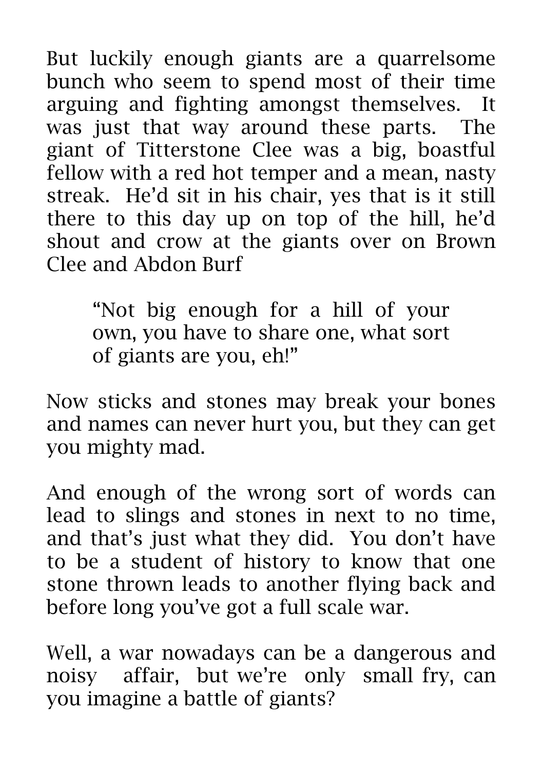But luckily enough giants are a quarrelsome bunch who seem to spend most of their time arguing and fighting amongst themselves. It was just that way around these parts. The giant of Titterstone Clee was a big, boastful fellow with a red hot temper and a mean, nasty streak. He'd sit in his chair, yes that is it still there to this day up on top of the hill, he'd shout and crow at the giants over on Brown Clee and Abdon Burf

> "Not big enough for a hill of your own, you have to share one, what sort of giants are you, eh!"

Now sticks and stones may break your bones and names can never hurt you, but they can get you mighty mad.

And enough of the wrong sort of words can lead to slings and stones in next to no time, and that's just what they did. You don't have to be a student of history to know that one stone thrown leads to another flying back and before long you've got a full scale war.

Well, a war nowadays can be a dangerous and noisy affair, but we're only small fry, can you imagine a battle of giants?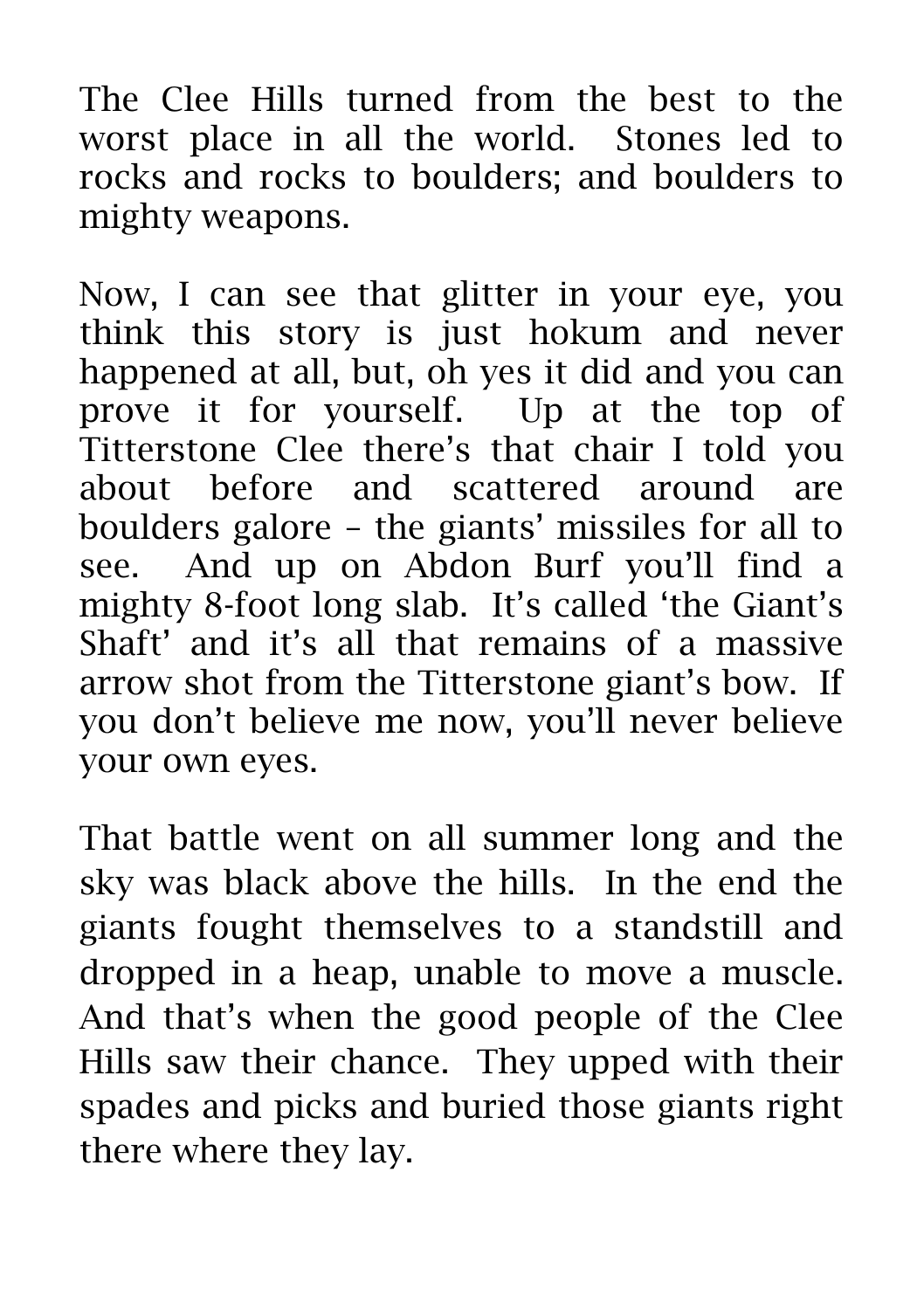The Clee Hills turned from the best to the worst place in all the world. Stones led to rocks and rocks to boulders; and boulders to mighty weapons.

Now, I can see that glitter in your eye, you think this story is just hokum and never happened at all, but, oh yes it did and you can prove it for yourself. Up at the top of Titterstone Clee there's that chair I told you about before and scattered around are boulders galore – the giants' missiles for all to see. And up on Abdon Burf you'll find a mighty 8-foot long slab. It's called 'the Giant's Shaft' and it's all that remains of a massive arrow shot from the Titterstone giant's bow. If you don't believe me now, you'll never believe your own eyes.

That battle went on all summer long and the sky was black above the hills. In the end the giants fought themselves to a standstill and dropped in a heap, unable to move a muscle. And that's when the good people of the Clee Hills saw their chance. They upped with their spades and picks and buried those giants right there where they lay.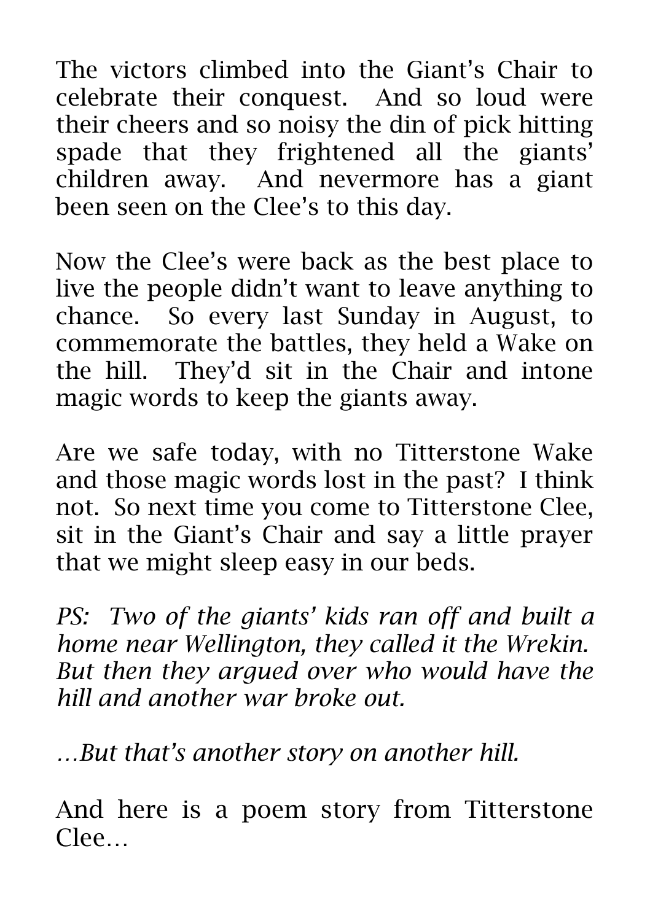The victors climbed into the Giant's Chair to celebrate their conquest. And so loud were their cheers and so noisy the din of pick hitting spade that they frightened all the giants' children away. And nevermore has a giant been seen on the Clee's to this day.

Now the Clee's were back as the best place to live the people didn't want to leave anything to chance. So every last Sunday in August, to commemorate the battles, they held a Wake on the hill. They'd sit in the Chair and intone magic words to keep the giants away.

Are we safe today, with no Titterstone Wake and those magic words lost in the past? I think not. So next time you come to Titterstone Clee, sit in the Giant's Chair and say a little prayer that we might sleep easy in our beds.

*PS: Two of the giants' kids ran off and built a home near Wellington, they called it the Wrekin. But then they argued over who would have the hill and another war broke out.*

*…But that's another story on another hill.*

And here is a poem story from Titterstone Clee…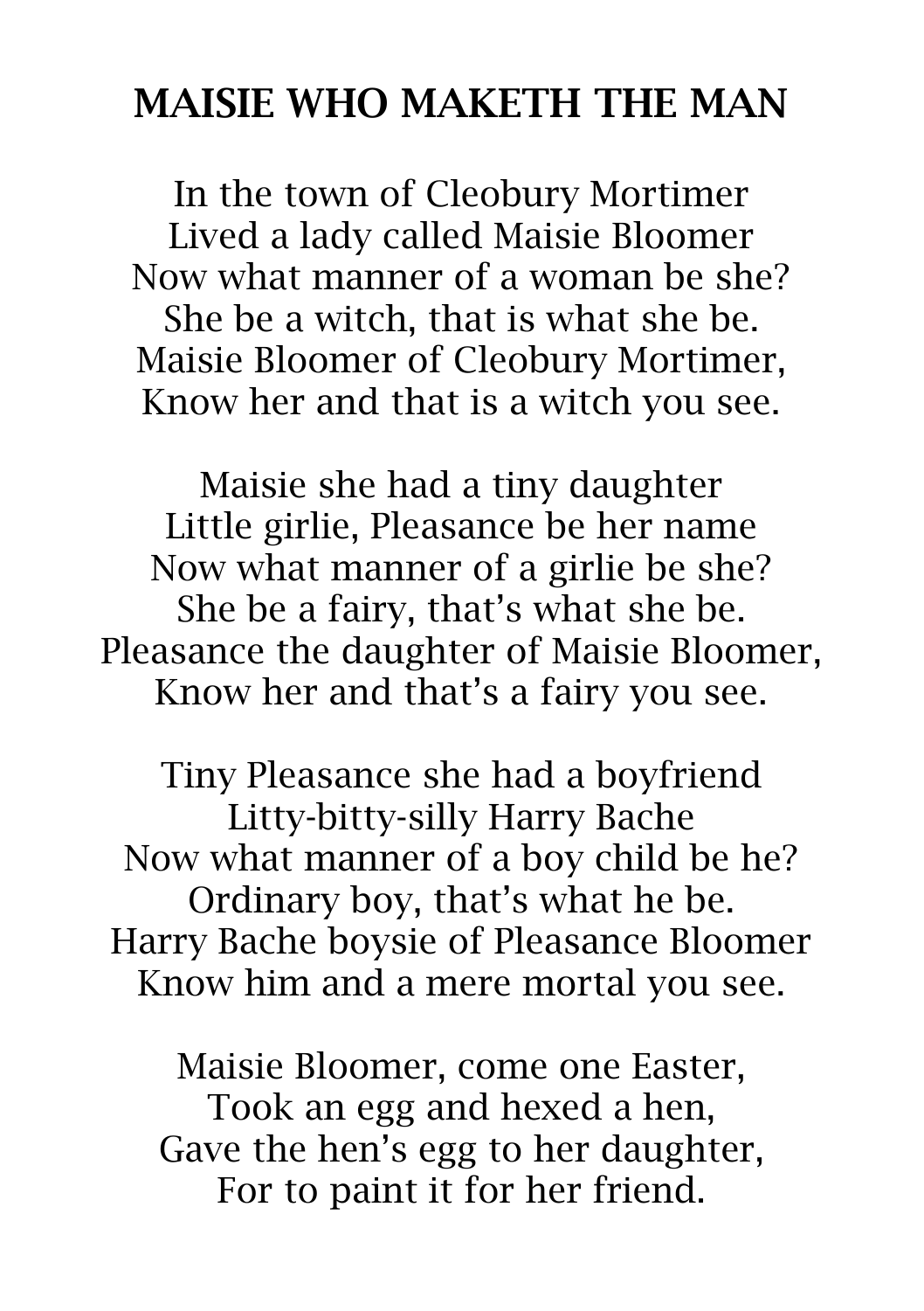# MAISIE WHO MAKETH THE MAN

In the town of Cleobury Mortimer
Lived a lady called Maisie Bloomer
Now what manner of a woman be she?
She be a witch, that is what she be.
Maisie Bloomer of Cleobury Mortimer,
Know her and that is a witch you see.

Maisie she had a tiny daughter
Little girlie, Pleasance be her name
Now what manner of a girlie be she?
She be a fairy, that's what she be.
Pleasance the daughter of Maisie Bloomer,
Know her and that's a fairy you see.

Tiny Pleasance she had a boyfriend
Litty-bitty-silly Harry Bache
Now what manner of a boy child be he?
Ordinary boy, that's what he be.
Harry Bache boysie of Pleasance Bloomer
Know him and a mere mortal you see.

Maisie Bloomer, come one Easter,
Took an egg and hexed a hen,
Gave the hen's egg to her daughter,
For to paint it for her friend.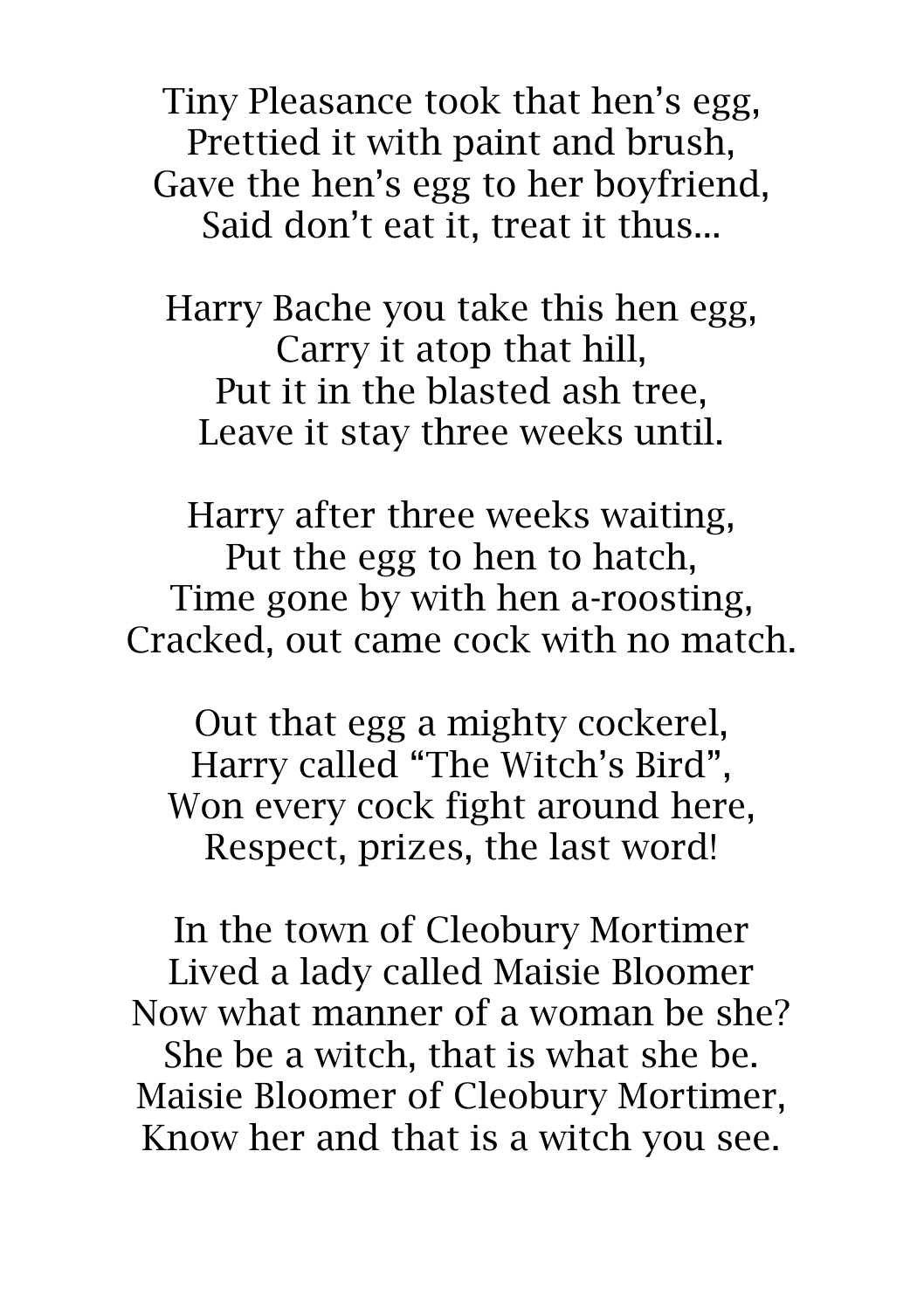Tiny Pleasance took that hen’s egg,
Prettied it with paint and brush,
Gave the hen’s egg to her boyfriend,
Said don’t eat it, treat it thus...

Harry Bache you take this hen egg,
Carry it atop that hill,
Put it in the blasted ash tree,
Leave it stay three weeks until.

Harry after three weeks waiting,
Put the egg to hen to hatch,
Time gone by with hen a-roosting,
Cracked, out came cock with no match.

Out that egg a mighty cockerel,
Harry called “The Witch’s Bird”,
Won every cock fight around here,
Respect, prizes, the last word!

In the town of Cleobury Mortimer
Lived a lady called Maisie Bloomer
Now what manner of a woman be she?
She be a witch, that is what she be.
Maisie Bloomer of Cleobury Mortimer,
Know her and that is a witch you see.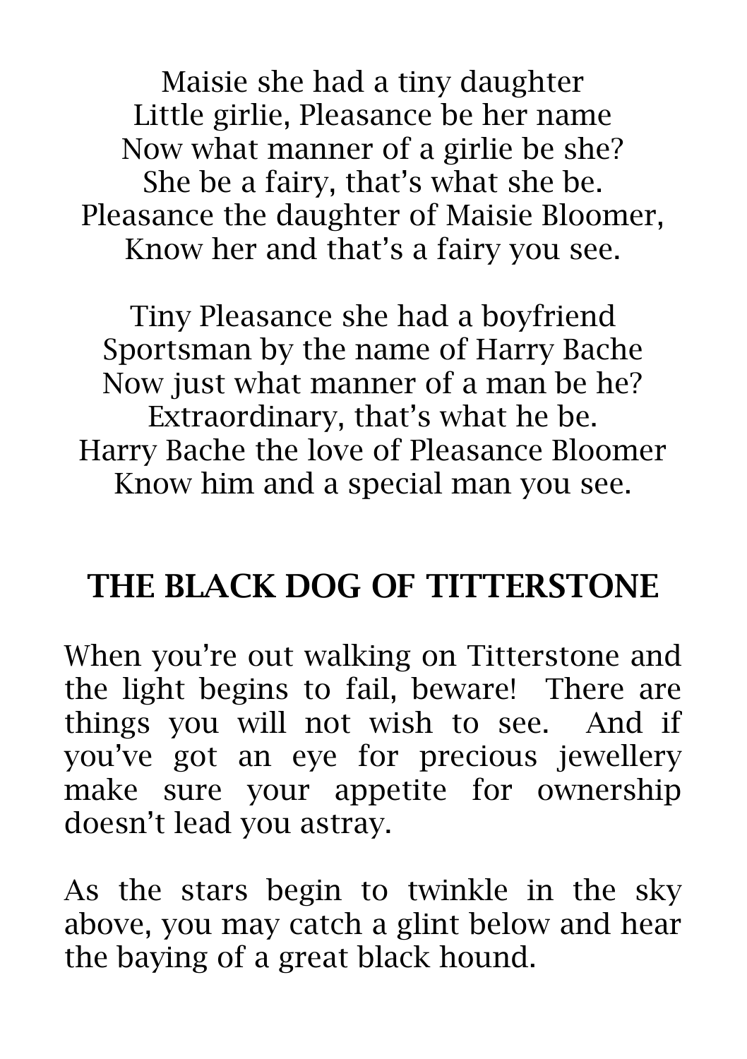Maisie she had a tiny daughter
Little girlie, Pleasance be her name
Now what manner of a girlie be she?
She be a fairy, that's what she be.
Pleasance the daughter of Maisie Bloomer,
Know her and that's a fairy you see.

Tiny Pleasance she had a boyfriend
Sportsman by the name of Harry Bache
Now just what manner of a man be he?
Extraordinary, that's what he be.
Harry Bache the love of Pleasance Bloomer
Know him and a special man you see.

## THE BLACK DOG OF TITTERSTONE

When you're out walking on Titterstone and the light begins to fail, beware! There are things you will not wish to see. And if you've got an eye for precious jewellery make sure your appetite for ownership doesn't lead you astray.

As the stars begin to twinkle in the sky above, you may catch a glint below and hear the baying of a great black hound.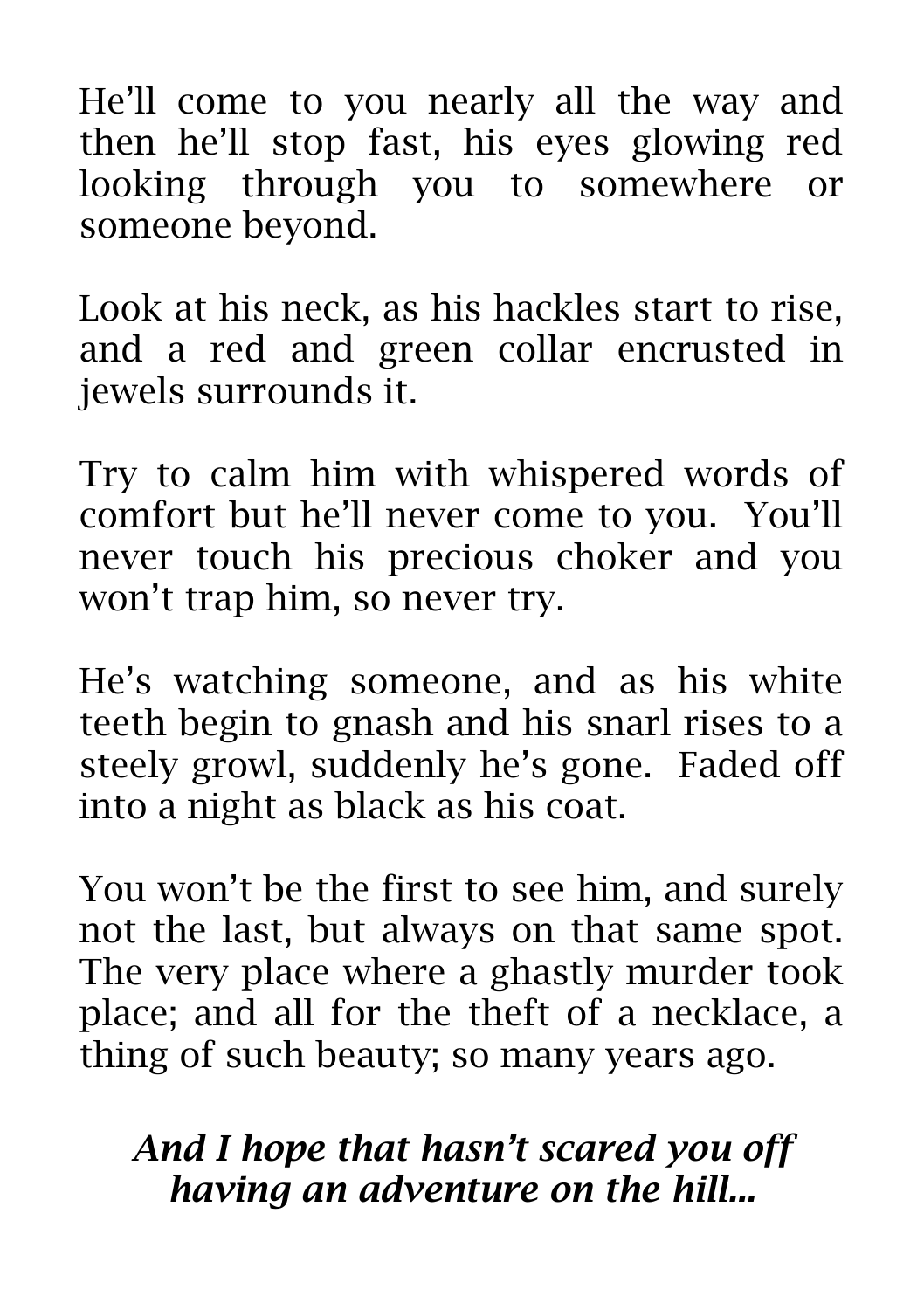He'll come to you nearly all the way and then he'll stop fast, his eyes glowing red looking through you to somewhere or someone beyond.

Look at his neck, as his hackles start to rise, and a red and green collar encrusted in jewels surrounds it.

Try to calm him with whispered words of comfort but he'll never come to you.  You'll never touch his precious choker and you won't trap him, so never try.

He's watching someone, and as his white teeth begin to gnash and his snarl rises to a steely growl, suddenly he's gone.  Faded off into a night as black as his coat.

You won't be the first to see him, and surely not the last, but always on that same spot. The very place where a ghastly murder took place; and all for the theft of a necklace, a thing of such beauty; so many years ago.

***And I hope that hasn't scared you off having an adventure on the hill…***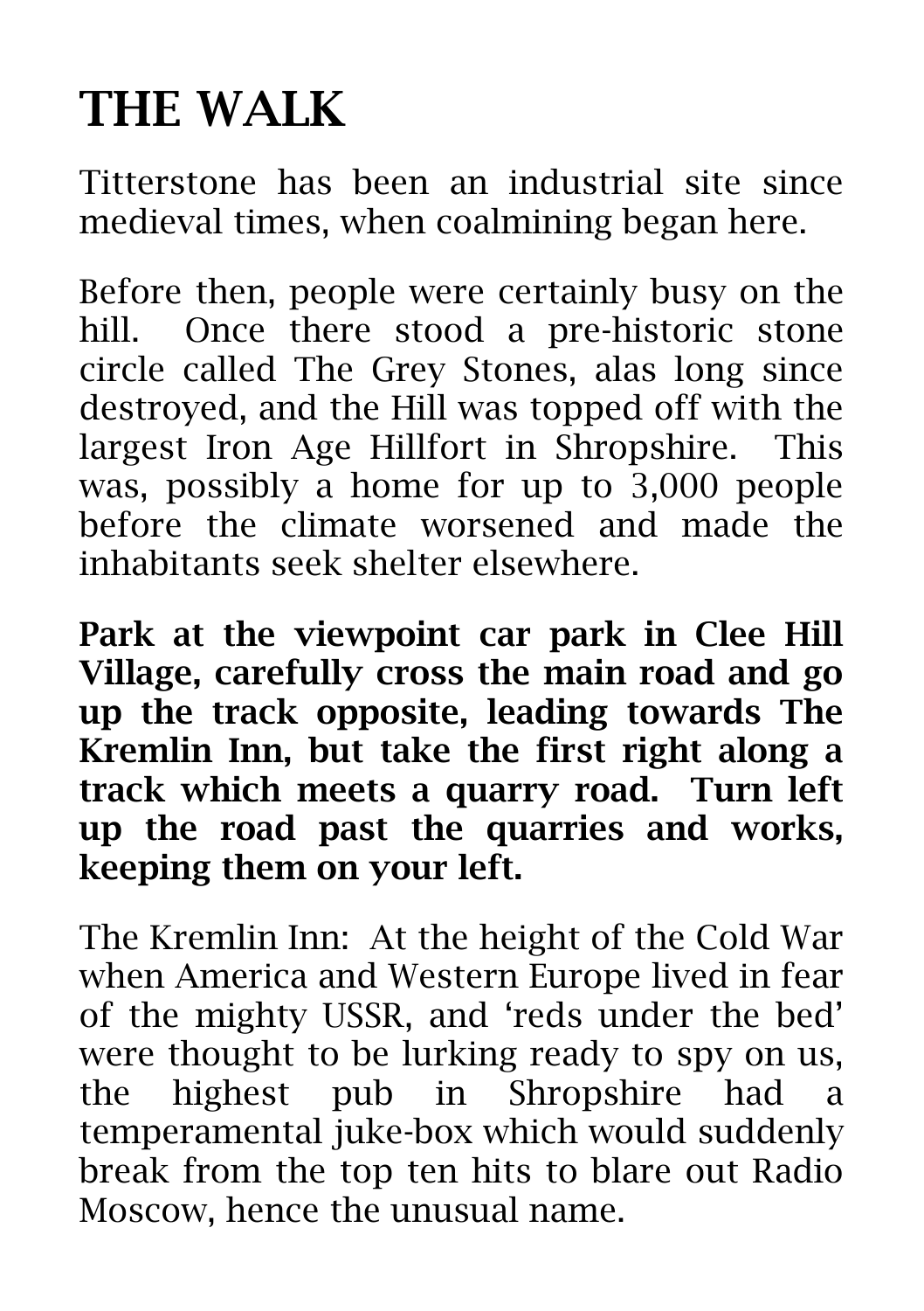# THE WALK

Titterstone has been an industrial site since medieval times, when coalmining began here.

Before then, people were certainly busy on the hill. Once there stood a pre-historic stone circle called The Grey Stones, alas long since destroyed, and the Hill was topped off with the largest Iron Age Hillfort in Shropshire. This was, possibly a home for up to 3,000 people before the climate worsened and made the inhabitants seek shelter elsewhere.

**Park at the viewpoint car park in Clee Hill Village, carefully cross the main road and go up the track opposite, leading towards The Kremlin Inn, but take the first right along a track which meets a quarry road. Turn left up the road past the quarries and works, keeping them on your left.**

The Kremlin Inn: At the height of the Cold War when America and Western Europe lived in fear of the mighty USSR, and 'reds under the bed' were thought to be lurking ready to spy on us, the highest pub in Shropshire had a temperamental juke-box which would suddenly break from the top ten hits to blare out Radio Moscow, hence the unusual name.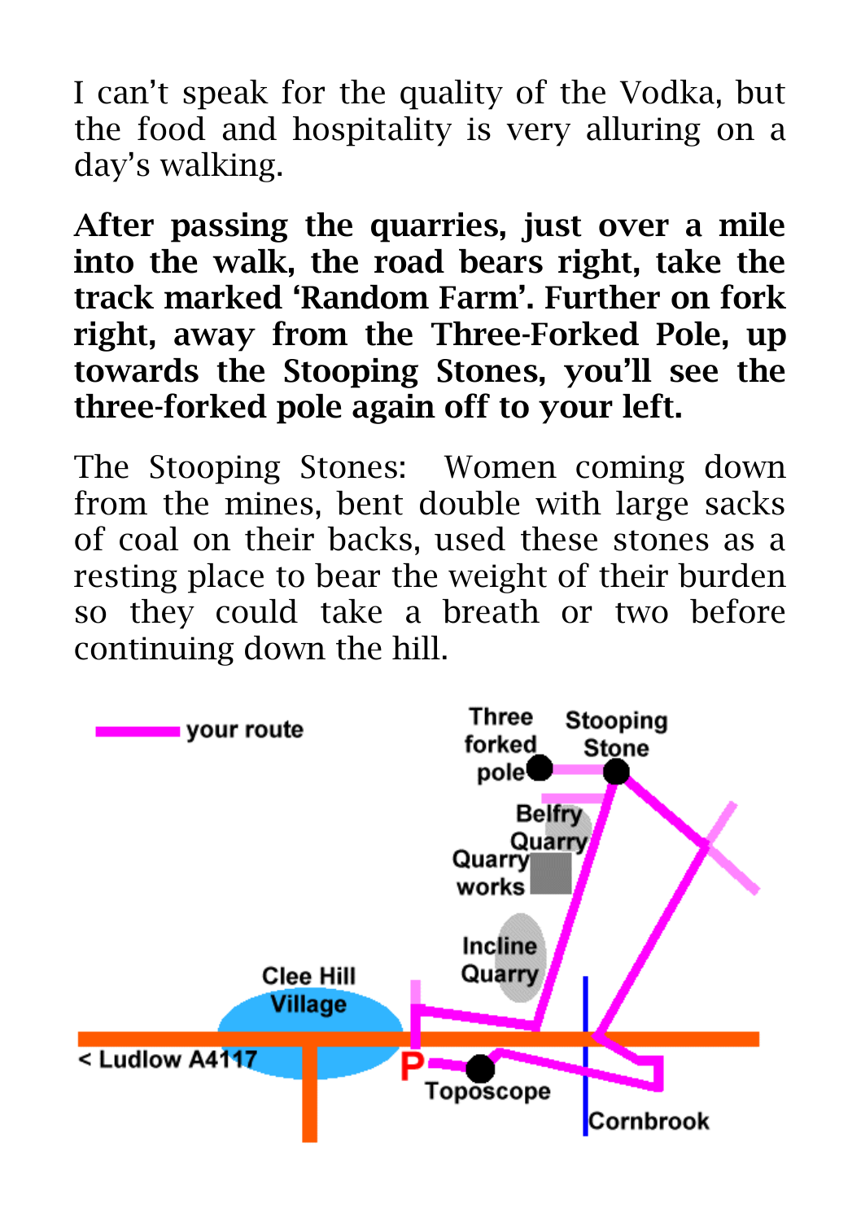I can't speak for the quality of the Vodka, but the food and hospitality is very alluring on a day's walking.

**After passing the quarries, just over a mile into the walk, the road bears right, take the track marked 'Random Farm'. Further on fork right, away from the Three-Forked Pole, up towards the Stooping Stones, you'll see the three-forked pole again off to your left.**

The Stooping Stones: Women coming down from the mines, bent double with large sacks of coal on their backs, used these stones as a resting place to bear the weight of their burden so they could take a breath or two before continuing down the hill.

your route

Three forked pole

Stooping Stone

Belfry Quarry

Quarry works

Incline Quarry

Clee Hill Village

< Ludlow A4117

P

Toposcope

Cornbrook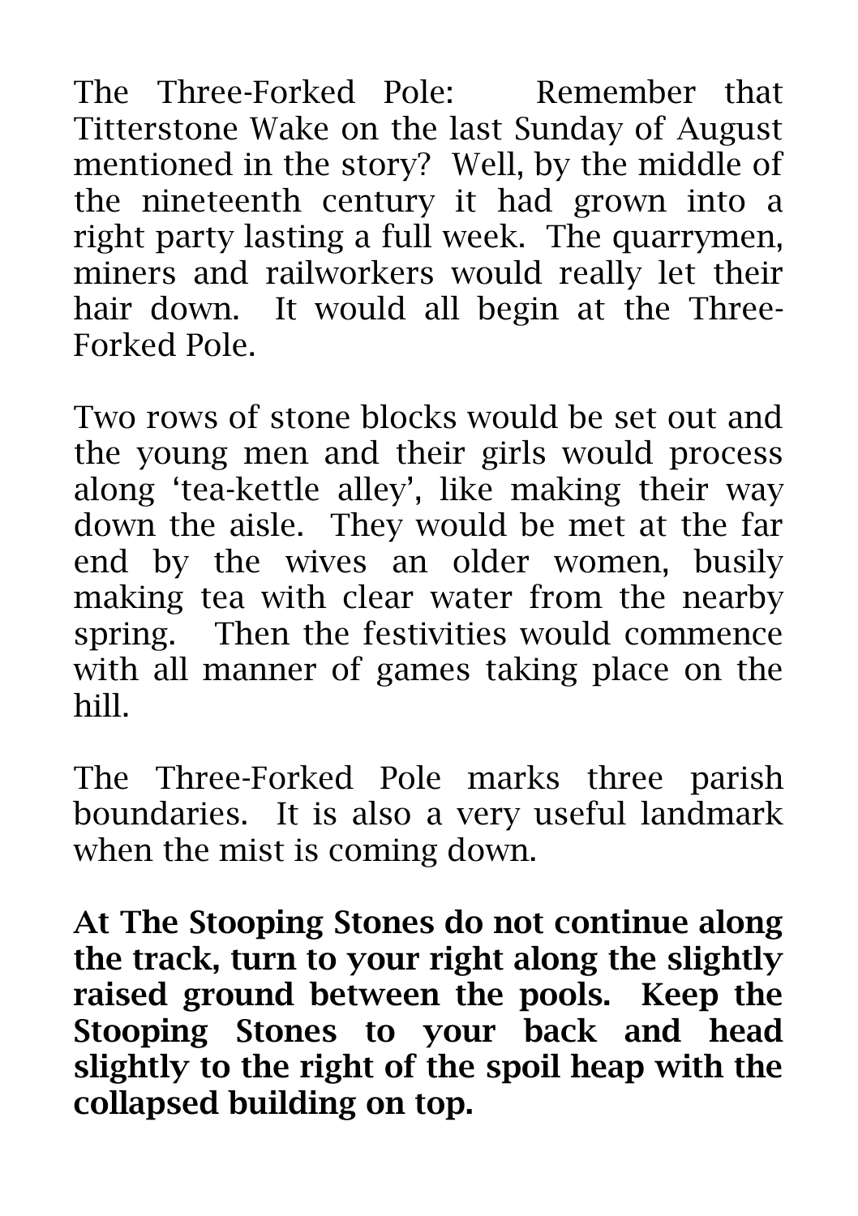The Three-Forked Pole: Remember that Titterstone Wake on the last Sunday of August mentioned in the story? Well, by the middle of the nineteenth century it had grown into a right party lasting a full week. The quarrymen, miners and railworkers would really let their hair down. It would all begin at the Three-Forked Pole.

Two rows of stone blocks would be set out and the young men and their girls would process along 'tea-kettle alley', like making their way down the aisle. They would be met at the far end by the wives an older women, busily making tea with clear water from the nearby spring. Then the festivities would commence with all manner of games taking place on the hill.

The Three-Forked Pole marks three parish boundaries. It is also a very useful landmark when the mist is coming down.

**At The Stooping Stones do not continue along the track, turn to your right along the slightly raised ground between the pools. Keep the Stooping Stones to your back and head slightly to the right of the spoil heap with the collapsed building on top.**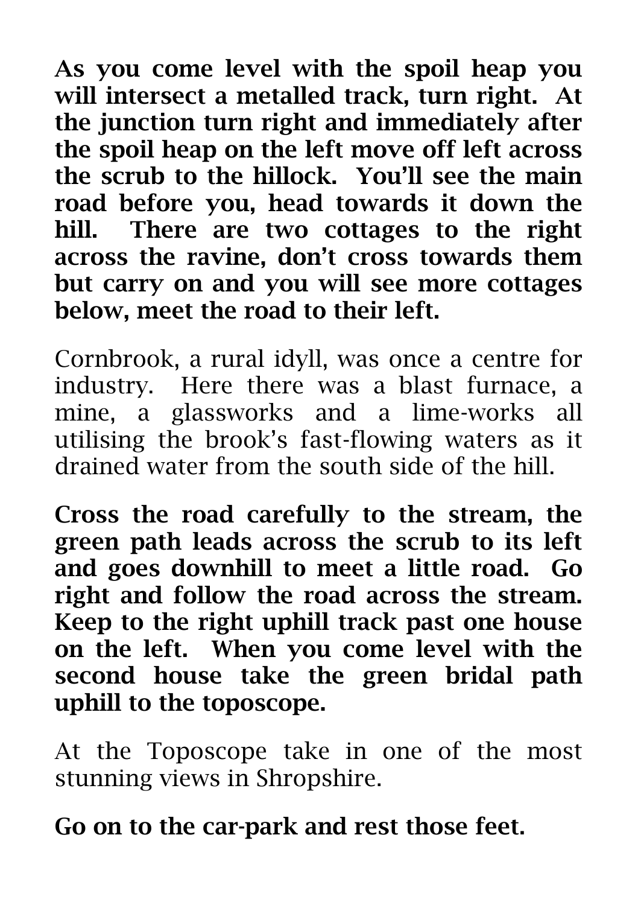**As you come level with the spoil heap you will intersect a metalled track, turn right. At the junction turn right and immediately after the spoil heap on the left move off left across the scrub to the hillock. You'll see the main road before you, head towards it down the hill. There are two cottages to the right across the ravine, don't cross towards them but carry on and you will see more cottages below, meet the road to their left.**

Cornbrook, a rural idyll, was once a centre for industry. Here there was a blast furnace, a mine, a glassworks and a lime-works all utilising the brook's fast-flowing waters as it drained water from the south side of the hill.

**Cross the road carefully to the stream, the green path leads across the scrub to its left and goes downhill to meet a little road. Go right and follow the road across the stream. Keep to the right uphill track past one house on the left. When you come level with the second house take the green bridal path uphill to the toposcope.**

At the Toposcope take in one of the most stunning views in Shropshire.

**Go on to the car-park and rest those feet.**